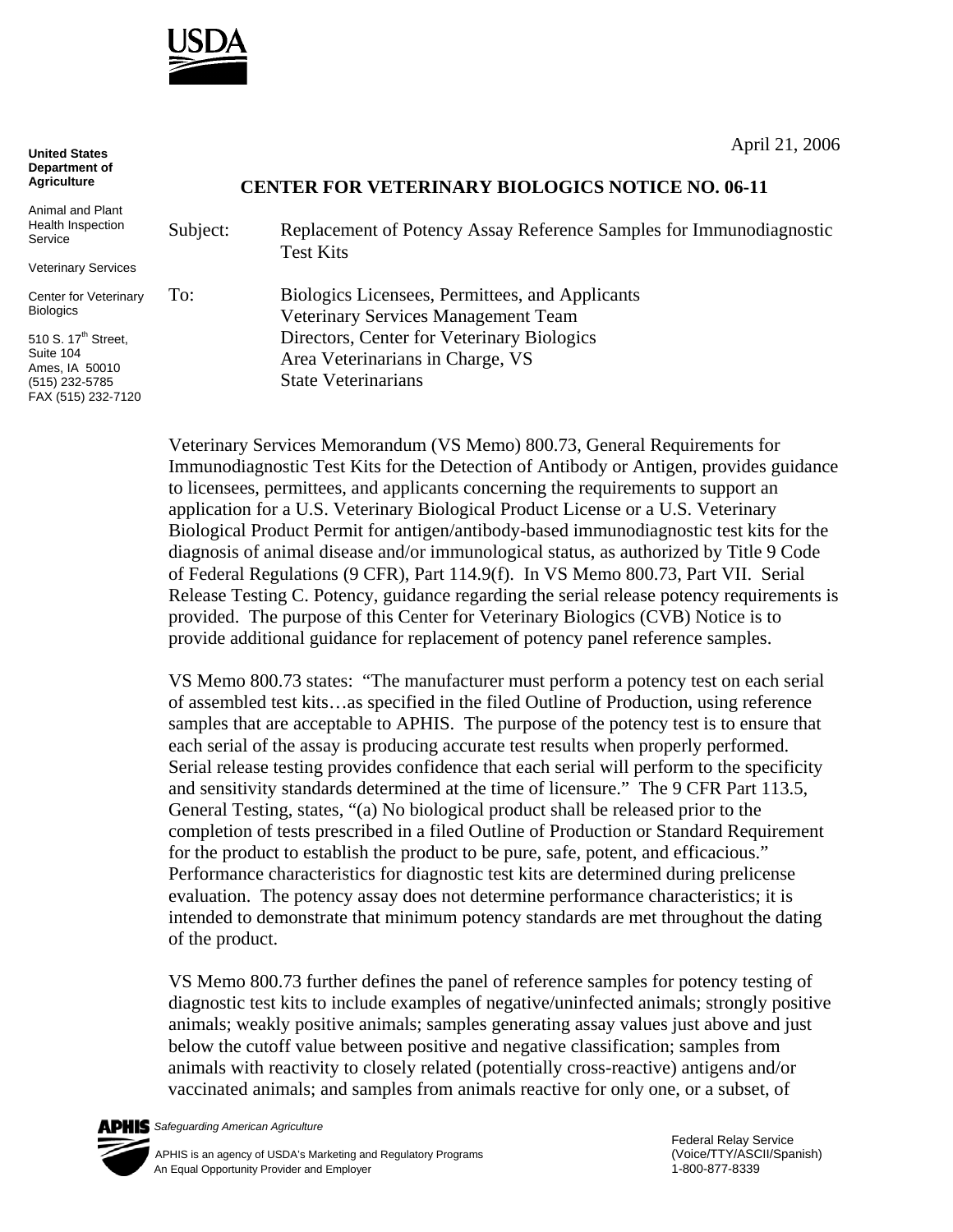USDA

**United States Department of Agriculture**

Animal and Plant Health Inspection Service

Veterinary Services

Center for Veterinary Biologics

510 S. 17th Street, Suite 104
Ames, IA 50010
(515) 232-5785
FAX (515) 232-7120

April 21, 2006

## CENTER FOR VETERINARY BIOLOGICS NOTICE NO. 06-11

Subject: Replacement of Potency Assay Reference Samples for Immunodiagnostic Test Kits

To: Biologics Licensees, Permittees, and Applicants
Veterinary Services Management Team
Directors, Center for Veterinary Biologics
Area Veterinarians in Charge, VS
State Veterinarians

Veterinary Services Memorandum (VS Memo) 800.73, General Requirements for Immunodiagnostic Test Kits for the Detection of Antibody or Antigen, provides guidance to licensees, permittees, and applicants concerning the requirements to support an application for a U.S. Veterinary Biological Product License or a U.S. Veterinary Biological Product Permit for antigen/antibody-based immunodiagnostic test kits for the diagnosis of animal disease and/or immunological status, as authorized by Title 9 Code of Federal Regulations (9 CFR), Part 114.9(f). In VS Memo 800.73, Part VII. Serial Release Testing C. Potency, guidance regarding the serial release potency requirements is provided. The purpose of this Center for Veterinary Biologics (CVB) Notice is to provide additional guidance for replacement of potency panel reference samples.

VS Memo 800.73 states: "The manufacturer must perform a potency test on each serial of assembled test kits…as specified in the filed Outline of Production, using reference samples that are acceptable to APHIS. The purpose of the potency test is to ensure that each serial of the assay is producing accurate test results when properly performed. Serial release testing provides confidence that each serial will perform to the specificity and sensitivity standards determined at the time of licensure." The 9 CFR Part 113.5, General Testing, states, "(a) No biological product shall be released prior to the completion of tests prescribed in a filed Outline of Production or Standard Requirement for the product to establish the product to be pure, safe, potent, and efficacious." Performance characteristics for diagnostic test kits are determined during prelicense evaluation. The potency assay does not determine performance characteristics; it is intended to demonstrate that minimum potency standards are met throughout the dating of the product.

VS Memo 800.73 further defines the panel of reference samples for potency testing of diagnostic test kits to include examples of negative/uninfected animals; strongly positive animals; weakly positive animals; samples generating assay values just above and just below the cutoff value between positive and negative classification; samples from animals with reactivity to closely related (potentially cross-reactive) antigens and/or vaccinated animals; and samples from animals reactive for only one, or a subset, of

APHIS *Safeguarding American Agriculture*

APHIS is an agency of USDA's Marketing and Regulatory Programs
An Equal Opportunity Provider and Employer

Federal Relay Service
(Voice/TTY/ASCII/Spanish)
1-800-877-8339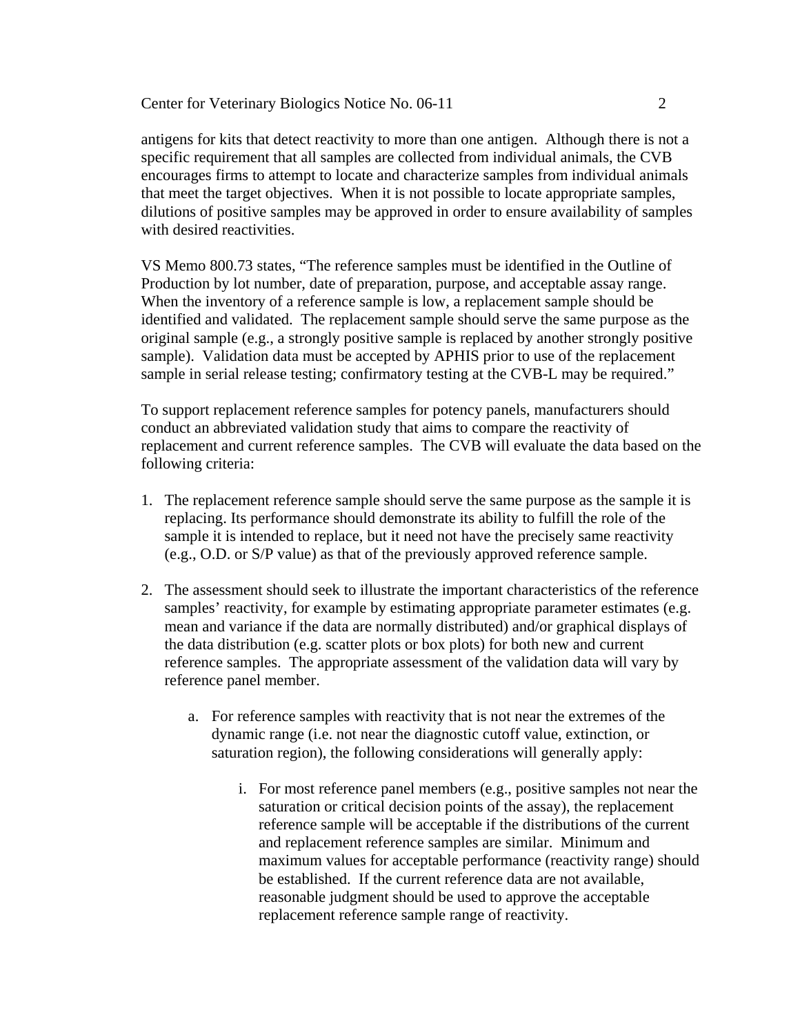antigens for kits that detect reactivity to more than one antigen. Although there is not a specific requirement that all samples are collected from individual animals, the CVB encourages firms to attempt to locate and characterize samples from individual animals that meet the target objectives. When it is not possible to locate appropriate samples, dilutions of positive samples may be approved in order to ensure availability of samples with desired reactivities.

VS Memo 800.73 states, "The reference samples must be identified in the Outline of Production by lot number, date of preparation, purpose, and acceptable assay range. When the inventory of a reference sample is low, a replacement sample should be identified and validated. The replacement sample should serve the same purpose as the original sample (e.g., a strongly positive sample is replaced by another strongly positive sample). Validation data must be accepted by APHIS prior to use of the replacement sample in serial release testing; confirmatory testing at the CVB-L may be required."

To support replacement reference samples for potency panels, manufacturers should conduct an abbreviated validation study that aims to compare the reactivity of replacement and current reference samples. The CVB will evaluate the data based on the following criteria:

1. The replacement reference sample should serve the same purpose as the sample it is replacing. Its performance should demonstrate its ability to fulfill the role of the sample it is intended to replace, but it need not have the precisely same reactivity (e.g., O.D. or S/P value) as that of the previously approved reference sample.

2. The assessment should seek to illustrate the important characteristics of the reference samples' reactivity, for example by estimating appropriate parameter estimates (e.g. mean and variance if the data are normally distributed) and/or graphical displays of the data distribution (e.g. scatter plots or box plots) for both new and current reference samples. The appropriate assessment of the validation data will vary by reference panel member.

    a. For reference samples with reactivity that is not near the extremes of the dynamic range (i.e. not near the diagnostic cutoff value, extinction, or saturation region), the following considerations will generally apply:

        i. For most reference panel members (e.g., positive samples not near the saturation or critical decision points of the assay), the replacement reference sample will be acceptable if the distributions of the current and replacement reference samples are similar. Minimum and maximum values for acceptable performance (reactivity range) should be established. If the current reference data are not available, reasonable judgment should be used to approve the acceptable replacement reference sample range of reactivity.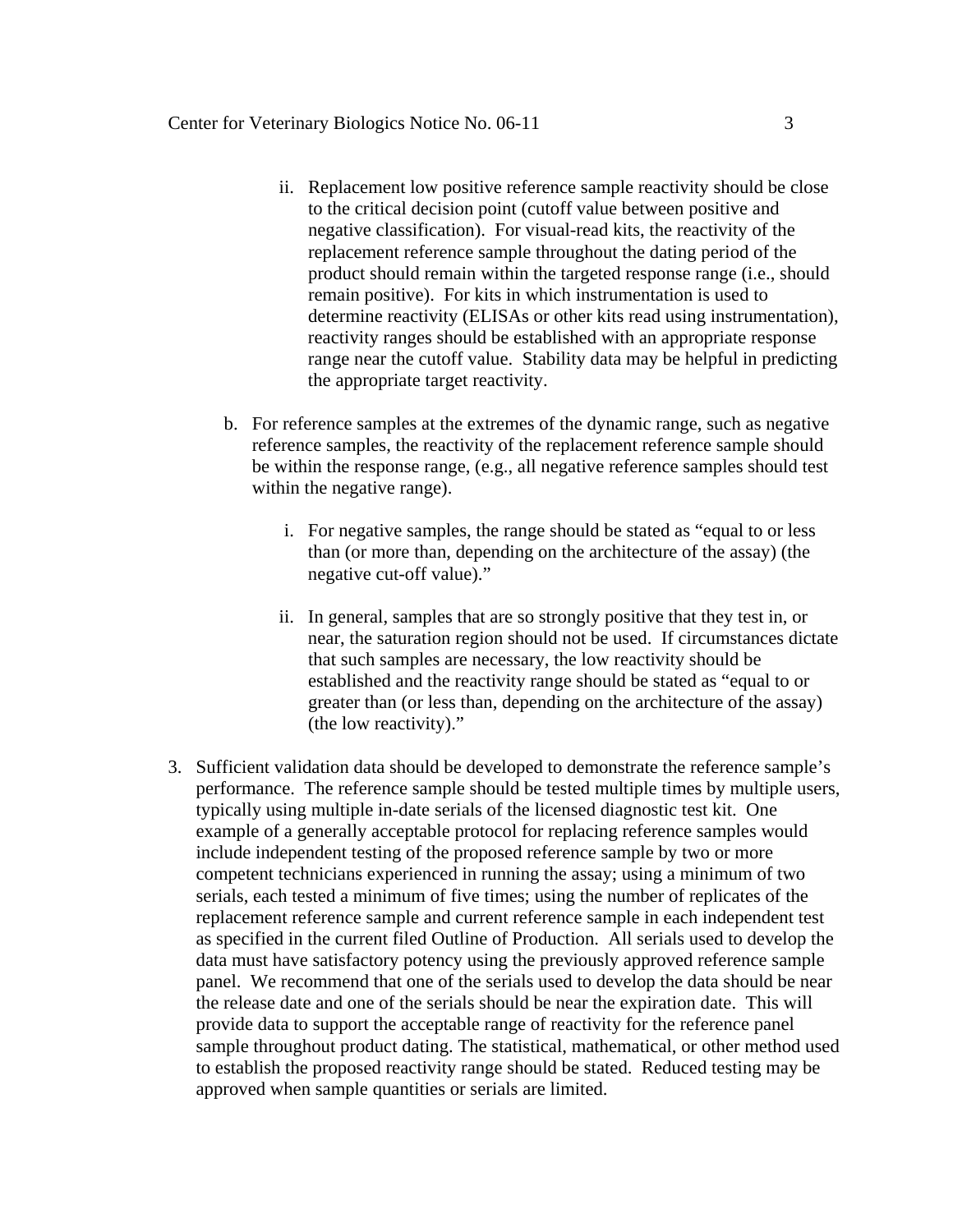ii. Replacement low positive reference sample reactivity should be close to the critical decision point (cutoff value between positive and negative classification). For visual-read kits, the reactivity of the replacement reference sample throughout the dating period of the product should remain within the targeted response range (i.e., should remain positive). For kits in which instrumentation is used to determine reactivity (ELISAs or other kits read using instrumentation), reactivity ranges should be established with an appropriate response range near the cutoff value. Stability data may be helpful in predicting the appropriate target reactivity.

b. For reference samples at the extremes of the dynamic range, such as negative reference samples, the reactivity of the replacement reference sample should be within the response range, (e.g., all negative reference samples should test within the negative range).

   i. For negative samples, the range should be stated as "equal to or less than (or more than, depending on the architecture of the assay) (the negative cut-off value)."

   ii. In general, samples that are so strongly positive that they test in, or near, the saturation region should not be used. If circumstances dictate that such samples are necessary, the low reactivity should be established and the reactivity range should be stated as "equal to or greater than (or less than, depending on the architecture of the assay) (the low reactivity)."

3. Sufficient validation data should be developed to demonstrate the reference sample's performance. The reference sample should be tested multiple times by multiple users, typically using multiple in-date serials of the licensed diagnostic test kit. One example of a generally acceptable protocol for replacing reference samples would include independent testing of the proposed reference sample by two or more competent technicians experienced in running the assay; using a minimum of two serials, each tested a minimum of five times; using the number of replicates of the replacement reference sample and current reference sample in each independent test as specified in the current filed Outline of Production. All serials used to develop the data must have satisfactory potency using the previously approved reference sample panel. We recommend that one of the serials used to develop the data should be near the release date and one of the serials should be near the expiration date. This will provide data to support the acceptable range of reactivity for the reference panel sample throughout product dating. The statistical, mathematical, or other method used to establish the proposed reactivity range should be stated. Reduced testing may be approved when sample quantities or serials are limited.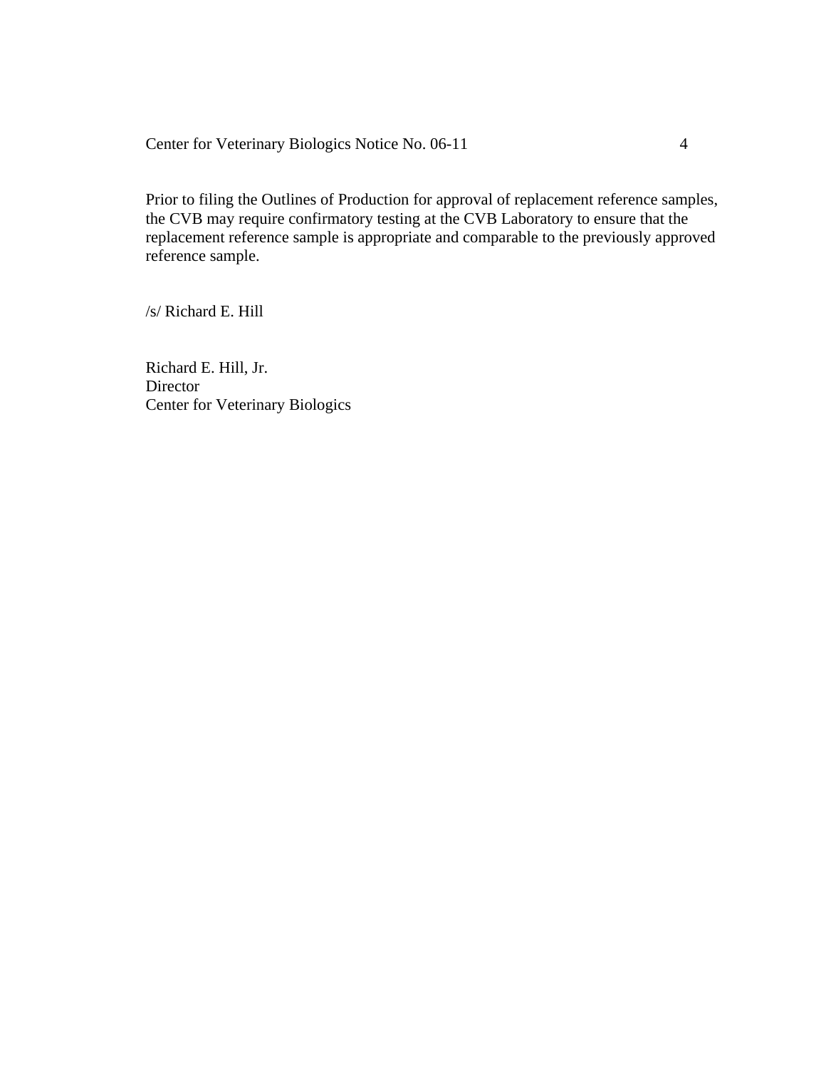Prior to filing the Outlines of Production for approval of replacement reference samples, the CVB may require confirmatory testing at the CVB Laboratory to ensure that the replacement reference sample is appropriate and comparable to the previously approved reference sample.

/s/ Richard E. Hill

Richard E. Hill, Jr.
Director
Center for Veterinary Biologics